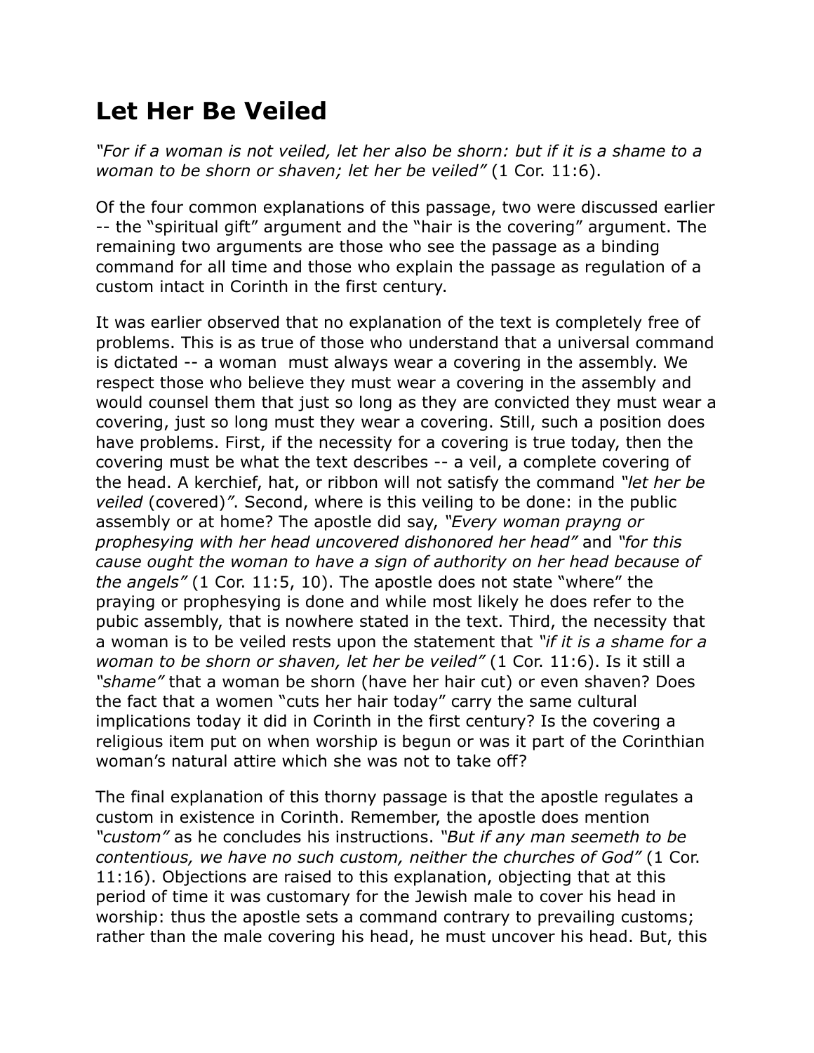# Let Her Be Veiled

*"For if a woman is not veiled, let her also be shorn: but if it is a shame to a woman to be shorn or shaven; let her be veiled"* (1 Cor. 11:6).

Of the four common explanations of this passage, two were discussed earlier -- the "spiritual gift" argument and the "hair is the covering" argument. The remaining two arguments are those who see the passage as a binding command for all time and those who explain the passage as regulation of a custom intact in Corinth in the first century.

It was earlier observed that no explanation of the text is completely free of problems. This is as true of those who understand that a universal command is dictated -- a woman must always wear a covering in the assembly. We respect those who believe they must wear a covering in the assembly and would counsel them that just so long as they are convicted they must wear a covering, just so long must they wear a covering. Still, such a position does have problems. First, if the necessity for a covering is true today, then the covering must be what the text describes -- a veil, a complete covering of the head. A kerchief, hat, or ribbon will not satisfy the command *"let her be veiled* (covered)*"*. Second, where is this veiling to be done: in the public assembly or at home? The apostle did say, *"Every woman prayng or prophesying with her head uncovered dishonored her head"* and *"for this cause ought the woman to have a sign of authority on her head because of the angels"* (1 Cor. 11:5, 10). The apostle does not state "where" the praying or prophesying is done and while most likely he does refer to the pubic assembly, that is nowhere stated in the text. Third, the necessity that a woman is to be veiled rests upon the statement that *"if it is a shame for a woman to be shorn or shaven, let her be veiled"* (1 Cor. 11:6). Is it still a *"shame"* that a woman be shorn (have her hair cut) or even shaven? Does the fact that a women "cuts her hair today" carry the same cultural implications today it did in Corinth in the first century? Is the covering a religious item put on when worship is begun or was it part of the Corinthian woman's natural attire which she was not to take off?

The final explanation of this thorny passage is that the apostle regulates a custom in existence in Corinth. Remember, the apostle does mention *"custom"* as he concludes his instructions. *"But if any man seemeth to be contentious, we have no such custom, neither the churches of God"* (1 Cor. 11:16). Objections are raised to this explanation, objecting that at this period of time it was customary for the Jewish male to cover his head in worship: thus the apostle sets a command contrary to prevailing customs; rather than the male covering his head, he must uncover his head. But, this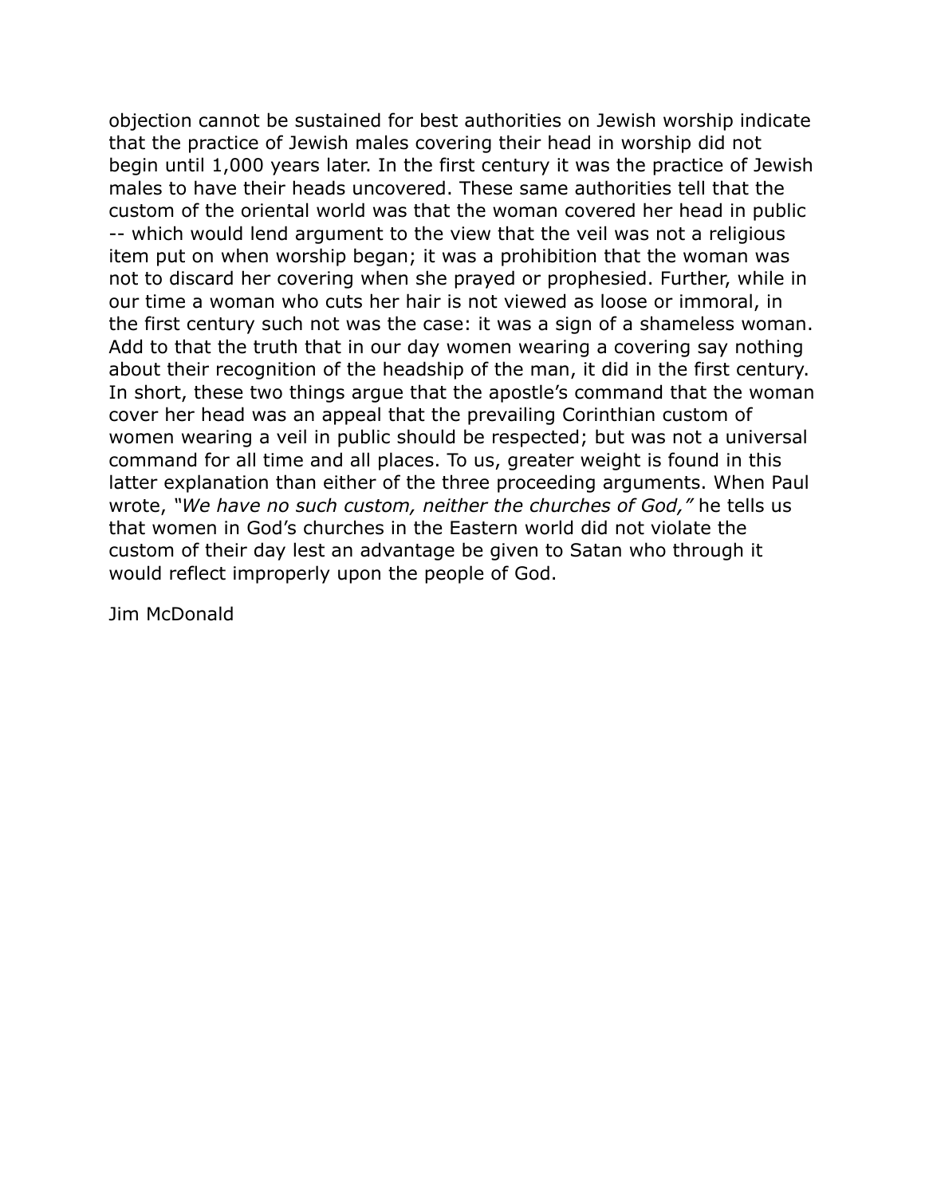objection cannot be sustained for best authorities on Jewish worship indicate that the practice of Jewish males covering their head in worship did not begin until 1,000 years later. In the first century it was the practice of Jewish males to have their heads uncovered. These same authorities tell that the custom of the oriental world was that the woman covered her head in public -- which would lend argument to the view that the veil was not a religious item put on when worship began; it was a prohibition that the woman was not to discard her covering when she prayed or prophesied. Further, while in our time a woman who cuts her hair is not viewed as loose or immoral, in the first century such not was the case: it was a sign of a shameless woman. Add to that the truth that in our day women wearing a covering say nothing about their recognition of the headship of the man, it did in the first century. In short, these two things argue that the apostle's command that the woman cover her head was an appeal that the prevailing Corinthian custom of women wearing a veil in public should be respected; but was not a universal command for all time and all places. To us, greater weight is found in this latter explanation than either of the three proceeding arguments. When Paul wrote, *"We have no such custom, neither the churches of God,"* he tells us that women in God's churches in the Eastern world did not violate the custom of their day lest an advantage be given to Satan who through it would reflect improperly upon the people of God.

Jim McDonald